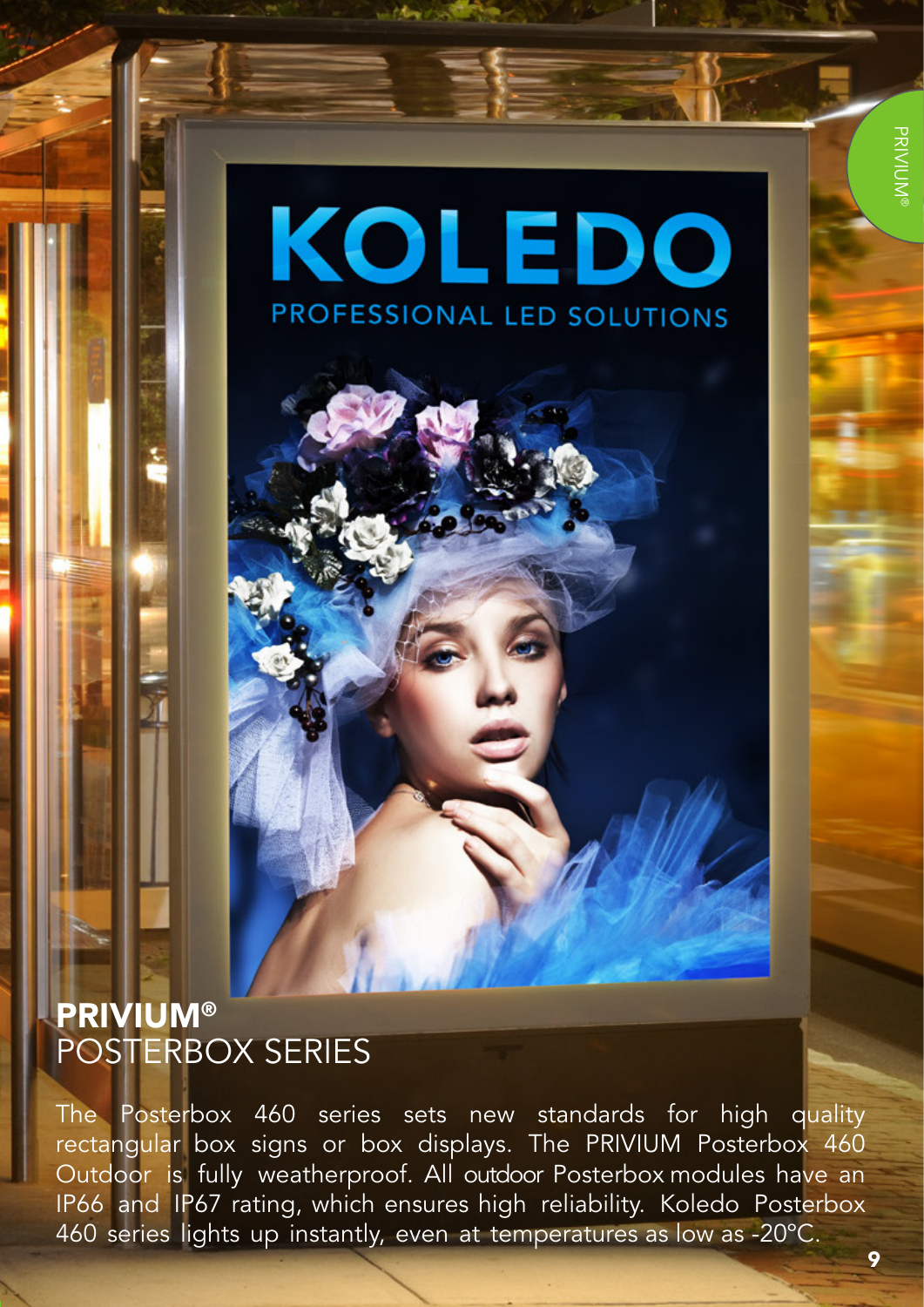## **PRIVIUM®** POSTERBOX SERIES

The Posterbox 460 series sets new standards for high quality rectangular box signs or box displays. The PRIVIUM Posterbox 460 Outdoor is fully weatherproof. All outdoor Posterbox modules have an IP66 and IP67 rating, which ensures high reliability. Koledo Posterbox 460 series lights up instantly, even at temperatures as low as -20°C.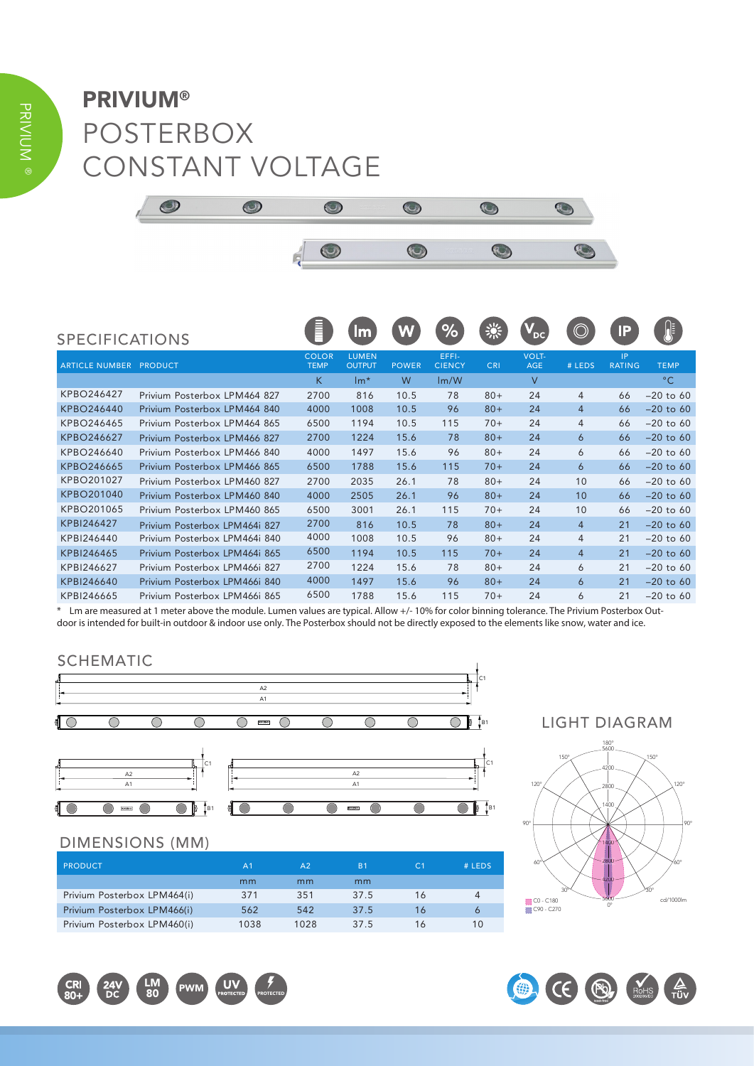# PRIVIUM®

# POSTERBOX
# CONSTANT VOLTAGE

## SPECIFICATIONS

| ARTICLE NUMBER | PRODUCT | COLOR TEMP | LUMEN OUTPUT | POWER | EFFI-CIENCY | CRI | VOLT-AGE | # LEDS | IP RATING | TEMP |
|---|---|---|---|---|---|---|---|---|---|---|
| | | K | lm* | W | lm/W | | V | | | °C |
| KPBO246427 | Privium Posterbox LPM464 827 | 2700 | 816 | 10.5 | 78 | 80+ | 24 | 4 | 66 | -20 to 60 |
| KPBO246440 | Privium Posterbox LPM464 840 | 4000 | 1008 | 10.5 | 96 | 80+ | 24 | 4 | 66 | -20 to 60 |
| KPBO246465 | Privium Posterbox LPM464 865 | 6500 | 1194 | 10.5 | 115 | 70+ | 24 | 4 | 66 | -20 to 60 |
| KPBO246627 | Privium Posterbox LPM466 827 | 2700 | 1224 | 15.6 | 78 | 80+ | 24 | 6 | 66 | -20 to 60 |
| KPBO246640 | Privium Posterbox LPM466 840 | 4000 | 1497 | 15.6 | 96 | 80+ | 24 | 6 | 66 | -20 to 60 |
| KPBO246665 | Privium Posterbox LPM466 865 | 6500 | 1788 | 15.6 | 115 | 70+ | 24 | 6 | 66 | -20 to 60 |
| KPBO201027 | Privium Posterbox LPM460 827 | 2700 | 2035 | 26.1 | 78 | 80+ | 24 | 10 | 66 | -20 to 60 |
| KPBO201040 | Privium Posterbox LPM460 840 | 4000 | 2505 | 26.1 | 96 | 80+ | 24 | 10 | 66 | -20 to 60 |
| KPBO201065 | Privium Posterbox LPM460 865 | 6500 | 3001 | 26.1 | 115 | 70+ | 24 | 10 | 66 | -20 to 60 |
| KPBI246427 | Privium Posterbox LPM464i 827 | 2700 | 816 | 10.5 | 78 | 80+ | 24 | 4 | 21 | -20 to 60 |
| KPBI246440 | Privium Posterbox LPM464i 840 | 4000 | 1008 | 10.5 | 96 | 80+ | 24 | 4 | 21 | -20 to 60 |
| KPBI246465 | Privium Posterbox LPM464i 865 | 6500 | 1194 | 10.5 | 115 | 70+ | 24 | 4 | 21 | -20 to 60 |
| KPBI246627 | Privium Posterbox LPM466i 827 | 2700 | 1224 | 15.6 | 78 | 80+ | 24 | 6 | 21 | -20 to 60 |
| KPBI246640 | Privium Posterbox LPM466i 840 | 4000 | 1497 | 15.6 | 96 | 80+ | 24 | 6 | 21 | -20 to 60 |
| KPBI246665 | Privium Posterbox LPM466i 865 | 6500 | 1788 | 15.6 | 115 | 70+ | 24 | 6 | 21 | -20 to 60 |

\* Lm are measured at 1 meter above the module. Lumen values are typical. Allow +/- 10% for color binning tolerance. The Privium Posterbox Outdoor is intended for built-in outdoor & indoor use only. The Posterbox should not be directly exposed to the elements like snow, water and ice.

## SCHEMATIC

A2
A1
C1
B1

## LIGHT DIAGRAM

180°
5600
4200
2800
1400
150°
120°
90°
60°
30°
0°
C0 - C180
C90 - C270
cd/1000lm

## DIMENSIONS (MM)

| PRODUCT | A1 | A2 | B1 | C1 | # LEDS |
|---|---|---|---|---|---|
| | mm | mm | mm | | |
| Privium Posterbox LPM464(i) | 371 | 351 | 37.5 | 16 | 4 |
| Privium Posterbox LPM466(i) | 562 | 542 | 37.5 | 16 | 6 |
| Privium Posterbox LPM460(i) | 1038 | 1028 | 37.5 | 16 | 10 |

CRI 80+ · 24V DC · LM 80 · PWM · UV PROTECTED · PROTECTED

CE · RoHS · TÜV